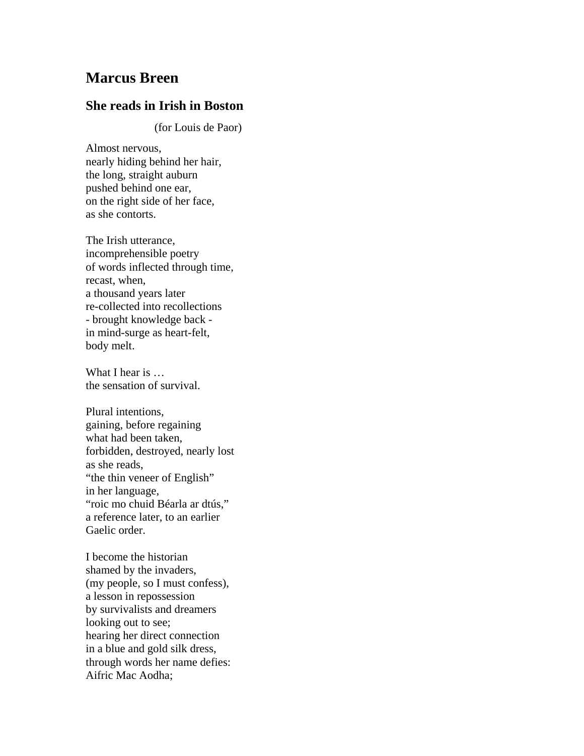# Marcus Breen

## She reads in Irish in Boston

(for Louis de Paor)

Almost nervous,  
nearly hiding behind her hair,  
the long, straight auburn  
pushed behind one ear,  
on the right side of her face,  
as she contorts.

The Irish utterance,  
incomprehensible poetry  
of words inflected through time,  
recast, when,  
a thousand years later  
re-collected into recollections  
- brought knowledge back -  
in mind-surge as heart-felt,  
body melt.

What I hear is …  
the sensation of survival.

Plural intentions,  
gaining, before regaining  
what had been taken,  
forbidden, destroyed, nearly lost  
as she reads,  
“the thin veneer of English”  
in her language,  
“roic mo chuid Béarla ar dtús,”  
a reference later, to an earlier  
Gaelic order.

I become the historian  
shamed by the invaders,  
(my people, so I must confess),  
a lesson in repossession  
by survivalists and dreamers  
looking out to see;  
hearing her direct connection  
in a blue and gold silk dress,  
through words her name defies:  
Aifric Mac Aodha;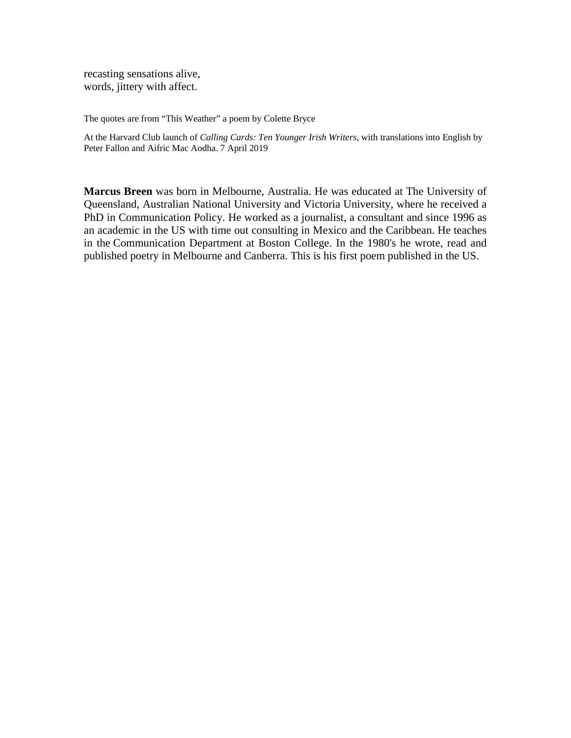recasting sensations alive,  
words, jittery with affect.

The quotes are from “This Weather” a poem by Colette Bryce

At the Harvard Club launch of *Calling Cards: Ten Younger Irish Writers,* with translations into English by Peter Fallon and Aifric Mac Aodha. 7 April 2019

**Marcus Breen** was born in Melbourne, Australia. He was educated at The University of Queensland, Australian National University and Victoria University, where he received a PhD in Communication Policy. He worked as a journalist, a consultant and since 1996 as an academic in the US with time out consulting in Mexico and the Caribbean. He teaches in the Communication Department at Boston College. In the 1980's he wrote, read and published poetry in Melbourne and Canberra. This is his first poem published in the US.